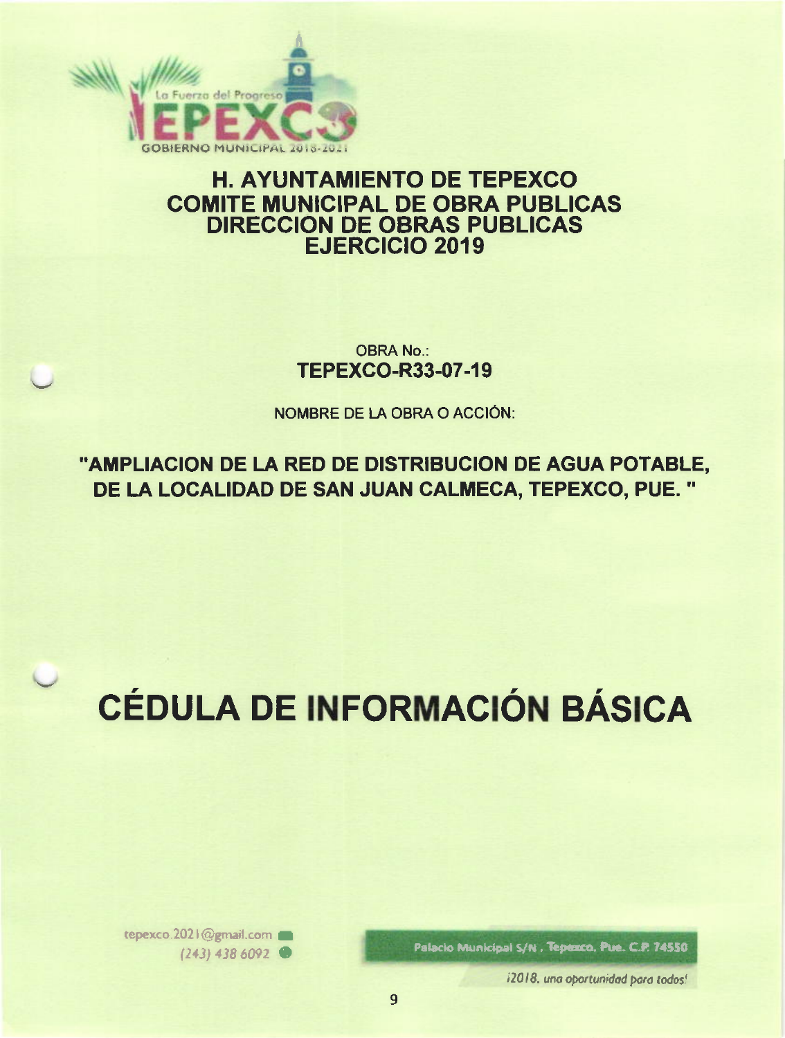La Fuerza del Progreso

TEPEXCO

GOBIERNO MUNICIPAL 2018-2021

# H. AYUNTAMIENTO DE TEPEXCO
# COMITE MUNICIPAL DE OBRA PUBLICAS
# DIRECCION DE OBRAS PUBLICAS
# EJERCICIO 2019

OBRA No.:

**TEPEXCO-R33-07-19**

NOMBRE DE LA OBRA O ACCIÓN:

**"AMPLIACION DE LA RED DE DISTRIBUCION DE AGUA POTABLE, DE LA LOCALIDAD DE SAN JUAN CALMECA, TEPEXCO, PUE. "**

# CÉDULA DE INFORMACIÓN BÁSICA

tepexco.2021@gmail.com

(243) 438 6092

Palacio Municipal S/N , Tepexco, Pue. C.P. 74550

*¡2018, una oportunidad para todos!*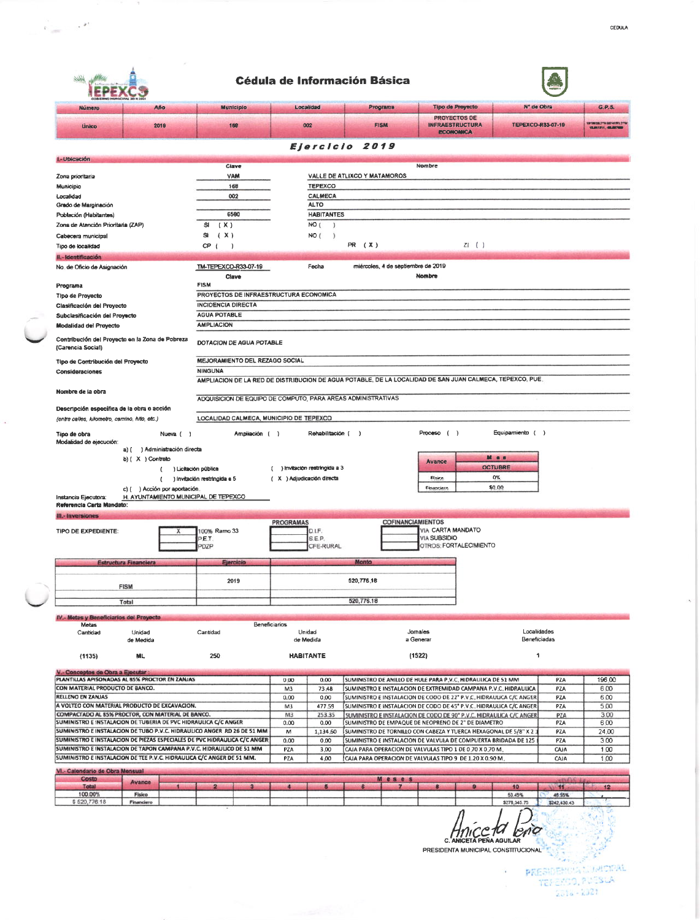# Cédula de Información Básica

| Número | Año | Municipio | Localidad | Programa | Tipo de Proyecto | N° de Obra | G.P.S. |
|---|---|---|---|---|---|---|---|
| Unico | 2019 | 168 | 002 | FISM | PROYECTOS DE INFRAESTRUCTURA ECONOMICA | TEPEXCO-R33-07-19 | |

## Ejercicio 2019

### I.- Ubicación

| | Clave | Nombre |
|---|---|---|
| Zona prioritaria | VAM | VALLE DE ATLIXCO Y MATAMOROS |
| Municipio | 168 | TEPEXCO |
| Localidad | 002 | CALMECA |
| Grado de Marginación | | ALTO |
| Población (Habitantes) | 6580 | HABITANTES |
| Zona de Atención Prioritaria (ZAP) | SI ( X ) | NO ( ) |
| Cabecera municipal | SI ( X ) | NO ( ) |
| Tipo de localidad | CP ( ) | PR ( X ) ZI ( ) |

### II.- Identificación

No. de Oficio de Asignación: TM-TEPEXCO-R33-07-19 Fecha: miércoles, 4 de septiembre de 2019

| | Clave / Nombre |
|---|---|
| Programa | FISM |
| Tipo de Proyecto | PROYECTOS DE INFRAESTRUCTURA ECONOMICA |
| Clasificación del Proyecto | INCIDENCIA DIRECTA |
| Subclasificación del Proyecto | AGUA POTABLE |
| Modalidad del Proyecto | AMPLIACION |
| Contribución del Proyecto en la Zona de Pobreza (Carencia Social) | DOTACION DE AGUA POTABLE |
| Tipo de Contribución del Proyecto | MEJORAMIENTO DEL REZAGO SOCIAL |
| Consideraciones | NINGUNA |
| Nombre de la obra | AMPLIACION DE LA RED DE DISTRIBUCION DE AGUA POTABLE, DE LA LOCALIDAD DE SAN JUAN CALMECA, TEPEXCO, PUE. |
| | ADQUISICION DE EQUIPO DE COMPUTO, PARA AREAS ADMINISTRATIVAS |
| Descripción específica de la obra o acción (*entre calles, kilometro, camino, hito, etc.*) | LOCALIDAD CALMECA, MUNICIPIO DE TEPEXCO |

Tipo de obra: Nueva ( ) Ampliación ( ) Rehabilitación ( ) Proceso ( ) Equipamiento ( )

Modalidad de ejecución:

- a) ( ) Administración directa
- b) ( X ) Contrato
  - ( ) Licitación pública
  - ( ) Invitación restringida a 3
  - ( ) Invitación restringida a 5
  - ( X ) Adjudicación directa
- c) ( ) Acción por aportación

| Avance | Mes OCTUBRE |
|---|---|
| Físico | 0% |
| Financiero | $0.00 |

Instancia Ejecutora: H. AYUNTAMIENTO MUNICIPAL DE TEPEXCO

Referencia Carta Mandato:

### III.- Inversiones

TIPO DE EXPEDIENTE:

| | | PROGRAMAS | COFINANCIAMIENTOS |
|---|---|---|---|
| X | 100% Ramo 33 | D.F. | VIA CARTA MANDATO |
| | P.E.T. | S.E.P. | VIA SUBSIDIO |
| | PDZP | CFE-RURAL | OTROS: FORTALECIMIENTO |

| Estructura Financiera | Ejercicio | Monto |
|---|---|---|
| FISM | 2019 | 520,776.18 |
| Total | | 520,776.18 |

### IV.- Metas y Beneficiarios del Proyecto

| Metas Cantidad | Unidad de Medida | Beneficiarios Cantidad | Unidad de Medida | Jornales a Generar | Localidades Beneficiadas |
|---|---|---|---|---|---|
| (1135) | ML | 250 | HABITANTE | (1522) | 1 |

### V.- Conceptos de Obra a Ejecutar

| Concepto | Unidad | Cantidad | Concepto | Unidad | Cantidad |
|---|---|---|---|---|---|
| PLANTILLAS APISONADAS AL 85% PROCTOR EN ZANJAS | 0.00 | 0.00 | SUMINISTRO DE ANILLO DE HULE PARA P.V.C. HIDRAULICA DE 51 MM | PZA | 196.00 |
| CON MATERIAL PRODUCTO DE BANCO. | M3 | 73.48 | SUMINISTRO E INSTALACION DE EXTREMIDAD CAMPANA P.V.C. HIDRAULICA | PZA | 6.00 |
| RELLENO EN ZANJAS | 0.00 | 0.00 | SUMINISTRO E INSTALACION DE CODO DE 22° P.V.C. HIDRAULICA C/C ANGER | PZA | 6.00 |
| A VOLTEO CON MATERIAL PRODUCTO DE EXCAVACION. | M3 | 477.59 | SUMINISTRO E INSTALACION DE CODO DE 45° P.V.C. HIDRAULICA C/C ANGER | PZA | 5.00 |
| COMPACTADO AL 85% PROCTOR, CON MATERIAL DE BANCO. | M3 | 253.35 | SUMINISTRO E INSTALACION DE CODO DE 90° P.V.C. HIDRAULICA C/C ANGER | PZA | 3.00 |
| SUMINISTRO E INSTALACION DE TUBERIA DE PVC HIDRAULICA C/C ANGER | 0.00 | 0.00 | SUMINISTRO DE EMPAQUE DE NEOPRENO DE 2" DE DIAMETRO | PZA | 6.00 |
| SUMINISTRO E INSTALACION DE TUBO P.V.C. HIDRAULICO ANGER RD 26 DE 51 MM | M | 1,134.60 | SUMINISTRO DE TORNILLO CON CABEZA Y TUERCA HEXAGONAL DE 5/8" X 2 | PZA | 24.00 |
| SUMINISTRO E INSTALACION DE PIEZAS ESPECIALES DE PVC HIDRAULICA C/C ANGER | 0.00 | 0.00 | SUMINISTRO E INSTALACION DE VALVULA DE COMPUERTA BRIDADA DE 125 | PZA | 3.00 |
| SUMINISTRO E INSTALACION DE TAPON CAMPANA P.V.C. HIDRAULICO DE 51 MM | PZA | 3.00 | CAJA PARA OPERACION DE VALVULAS TIPO 1 DE 0.70 X 0.70 M. | CAJA | 1.00 |
| SUMINISTRO E INSTALACION DE TEE P.V.C. HIDRAULICA C/C ANGER DE 51 MM. | PZA | 4.00 | CAJA PARA OPERACION DE VALVULAS TIPO 9 DE 1.20 X 0.90 M. | CAJA | 1.00 |

### VI.- Calendario de Obra Mensual

| Costo Total | Avance | 1 | 2 | 3 | 4 | 5 | 6 | 7 | 8 | 9 | 10 | 11 | 12 |
|---|---|---|---|---|---|---|---|---|---|---|---|---|---|
| 100.00% | Físico | | | | | | | | | | 51.45% | 48.55% | |
| $ 520,776.18 | Financiero | | | | | | | | | | $278,345.75 | $242,430.43 | |

C. ANICETA PEÑA AGUILAR

PRESIDENTA MUNICIPAL CONSTITUCIONAL